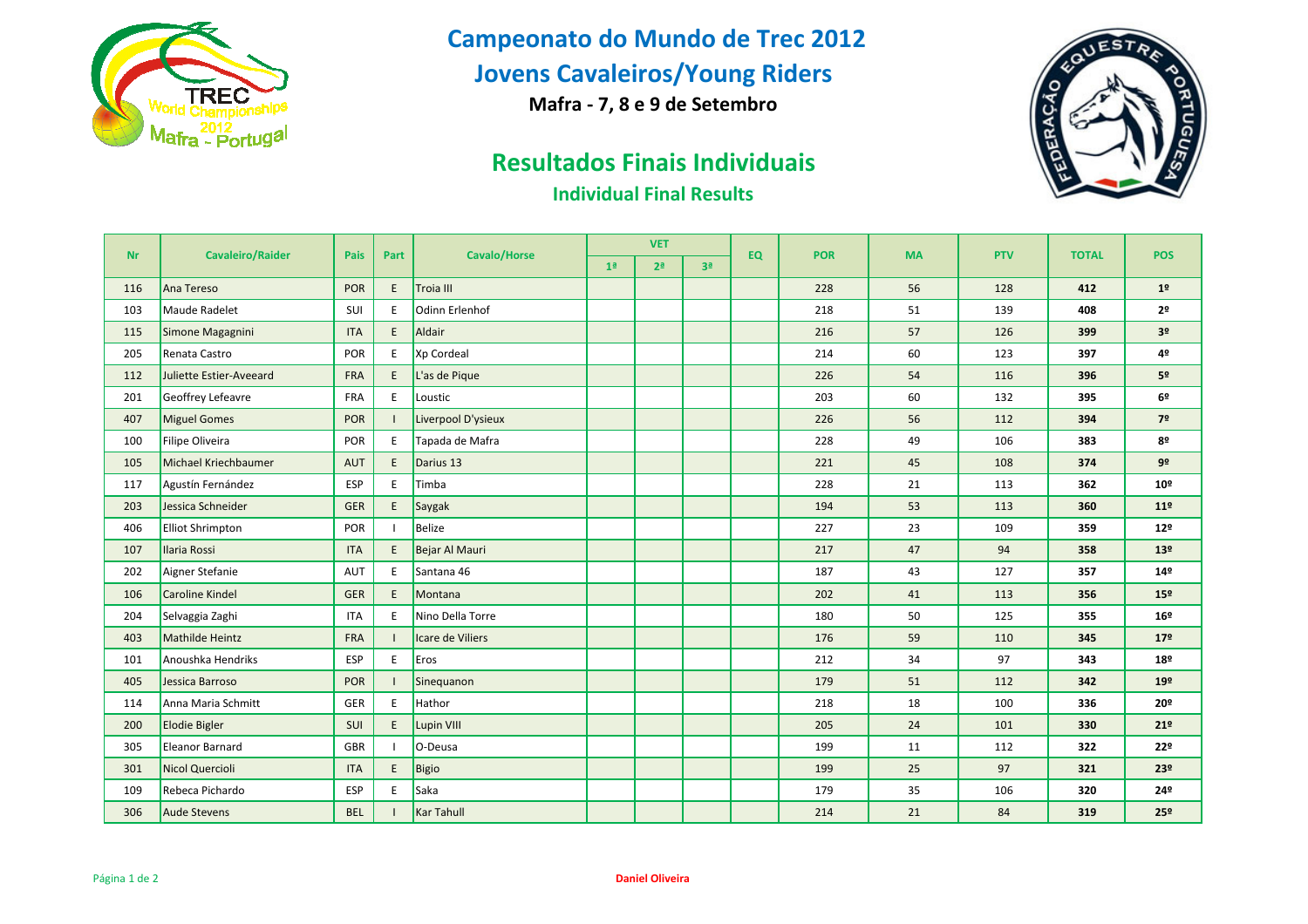# Campeonato do Mundo de Trec 2012

## Jovens Cavaleiros/Young Riders

**Mafra - 7, 8 e 9 de Setembro**

## Resultados Finais Individuais

### Individual Final Results

| Nr | Cavaleiro/Raider | Pais | Part | Cavalo/Horse | VET | | | EQ | POR | MA | PTV | TOTAL | POS |
|---|---|---|---|---|---|---|---|---|---|---|---|---|---|
| | | | | | 1ª | 2ª | 3ª | | | | | | |
| 116 | Ana Tereso | POR | E | Troia III | | | | | 228 | 56 | 128 | **412** | **1º** |
| 103 | Maude Radelet | SUI | E | Odinn Erlenhof | | | | | 218 | 51 | 139 | **408** | **2º** |
| 115 | Simone Magagnini | ITA | E | Aldair | | | | | 216 | 57 | 126 | **399** | **3º** |
| 205 | Renata Castro | POR | E | Xp Cordeal | | | | | 214 | 60 | 123 | **397** | **4º** |
| 112 | Juliette Estier-Aveeard | FRA | E | L'as de Pique | | | | | 226 | 54 | 116 | **396** | **5º** |
| 201 | Geoffrey Lefeavre | FRA | E | Loustic | | | | | 203 | 60 | 132 | **395** | **6º** |
| 407 | Miguel Gomes | POR | I | Liverpool D'ysieux | | | | | 226 | 56 | 112 | **394** | **7º** |
| 100 | Filipe Oliveira | POR | E | Tapada de Mafra | | | | | 228 | 49 | 106 | **383** | **8º** |
| 105 | Michael Kriechbaumer | AUT | E | Darius 13 | | | | | 221 | 45 | 108 | **374** | **9º** |
| 117 | Agustín Fernández | ESP | E | Timba | | | | | 228 | 21 | 113 | **362** | **10º** |
| 203 | Jessica Schneider | GER | E | Saygak | | | | | 194 | 53 | 113 | **360** | **11º** |
| 406 | Elliot Shrimpton | POR | I | Belize | | | | | 227 | 23 | 109 | **359** | **12º** |
| 107 | Ilaria Rossi | ITA | E | Bejar Al Mauri | | | | | 217 | 47 | 94 | **358** | **13º** |
| 202 | Aigner Stefanie | AUT | E | Santana 46 | | | | | 187 | 43 | 127 | **357** | **14º** |
| 106 | Caroline Kindel | GER | E | Montana | | | | | 202 | 41 | 113 | **356** | **15º** |
| 204 | Selvaggia Zaghi | ITA | E | Nino Della Torre | | | | | 180 | 50 | 125 | **355** | **16º** |
| 403 | Mathilde Heintz | FRA | I | Icare de Viliers | | | | | 176 | 59 | 110 | **345** | **17º** |
| 101 | Anoushka Hendriks | ESP | E | Eros | | | | | 212 | 34 | 97 | **343** | **18º** |
| 405 | Jessica Barroso | POR | I | Sinequanon | | | | | 179 | 51 | 112 | **342** | **19º** |
| 114 | Anna Maria Schmitt | GER | E | Hathor | | | | | 218 | 18 | 100 | **336** | **20º** |
| 200 | Elodie Bigler | SUI | E | Lupin VIII | | | | | 205 | 24 | 101 | **330** | **21º** |
| 305 | Eleanor Barnard | GBR | I | O-Deusa | | | | | 199 | 11 | 112 | **322** | **22º** |
| 301 | Nicol Quercioli | ITA | E | Bigio | | | | | 199 | 25 | 97 | **321** | **23º** |
| 109 | Rebeca Pichardo | ESP | E | Saka | | | | | 179 | 35 | 106 | **320** | **24º** |
| 306 | Aude Stevens | BEL | I | Kar Tahull | | | | | 214 | 21 | 84 | **319** | **25º** |

**Daniel Oliveira**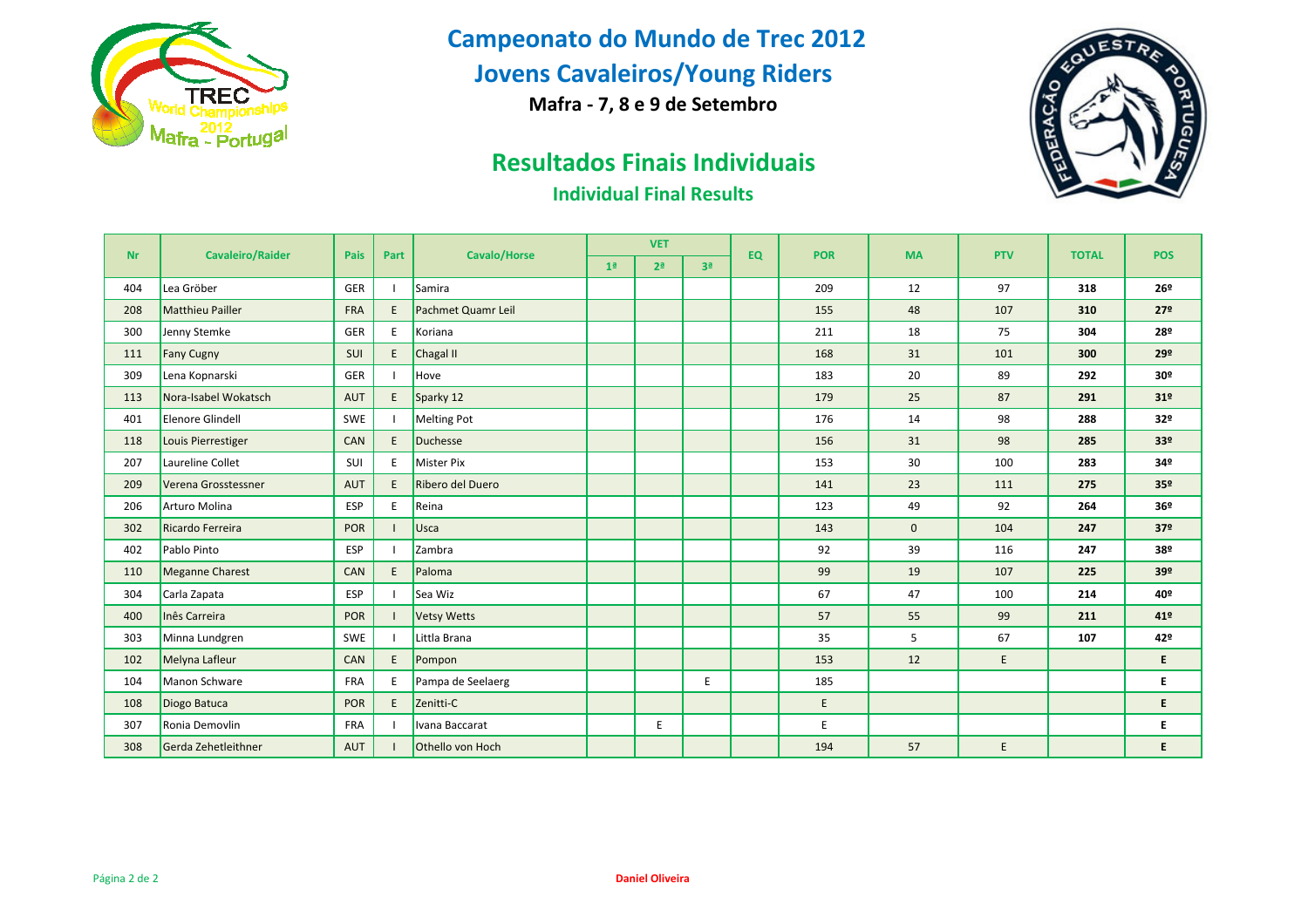# Campeonato do Mundo de Trec 2012

## Jovens Cavaleiros/Young Riders

**Mafra - 7, 8 e 9 de Setembro**

## Resultados Finais Individuais

### Individual Final Results

| Nr | Cavaleiro/Raider | Pais | Part | Cavalo/Horse | VET | | | EQ | POR | MA | PTV | TOTAL | POS |
|---|---|---|---|---|---|---|---|---|---|---|---|---|---|
| | | | | | 1ª | 2ª | 3ª | | | | | | |
| 404 | Lea Gröber | GER | I | Samira | | | | | 209 | 12 | 97 | **318** | **26º** |
| 208 | Matthieu Pailler | FRA | E | Pachmet Quamr Leil | | | | | 155 | 48 | 107 | **310** | **27º** |
| 300 | Jenny Stemke | GER | E | Koriana | | | | | 211 | 18 | 75 | **304** | **28º** |
| 111 | Fany Cugny | SUI | E | Chagal II | | | | | 168 | 31 | 101 | **300** | **29º** |
| 309 | Lena Kopnarski | GER | I | Hove | | | | | 183 | 20 | 89 | **292** | **30º** |
| 113 | Nora-Isabel Wokatsch | AUT | E | Sparky 12 | | | | | 179 | 25 | 87 | **291** | **31º** |
| 401 | Elenore Glindell | SWE | I | Melting Pot | | | | | 176 | 14 | 98 | **288** | **32º** |
| 118 | Louis Pierrestiger | CAN | E | Duchesse | | | | | 156 | 31 | 98 | **285** | **33º** |
| 207 | Laureline Collet | SUI | E | Mister Pix | | | | | 153 | 30 | 100 | **283** | **34º** |
| 209 | Verena Grosstessner | AUT | E | Ribero del Duero | | | | | 141 | 23 | 111 | **275** | **35º** |
| 206 | Arturo Molina | ESP | E | Reina | | | | | 123 | 49 | 92 | **264** | **36º** |
| 302 | Ricardo Ferreira | POR | I | Usca | | | | | 143 | 0 | 104 | **247** | **37º** |
| 402 | Pablo Pinto | ESP | I | Zambra | | | | | 92 | 39 | 116 | **247** | **38º** |
| 110 | Meganne Charest | CAN | E | Paloma | | | | | 99 | 19 | 107 | **225** | **39º** |
| 304 | Carla Zapata | ESP | I | Sea Wiz | | | | | 67 | 47 | 100 | **214** | **40º** |
| 400 | Inês Carreira | POR | I | Vetsy Wetts | | | | | 57 | 55 | 99 | **211** | **41º** |
| 303 | Minna Lundgren | SWE | I | Littla Brana | | | | | 35 | 5 | 67 | **107** | **42º** |
| 102 | Melyna Lafleur | CAN | E | Pompon | | | | | 153 | 12 | E | | **E** |
| 104 | Manon Schware | FRA | E | Pampa de Seelaerg | | | E | | 185 | | | | **E** |
| 108 | Diogo Batuca | POR | E | Zenitti-C | | | | | E | | | | **E** |
| 307 | Ronia Demovlin | FRA | I | Ivana Baccarat | | E | | | E | | | | **E** |
| 308 | Gerda Zehetleithner | AUT | I | Othello von Hoch | | | | | 194 | 57 | E | | **E** |

**Daniel Oliveira**